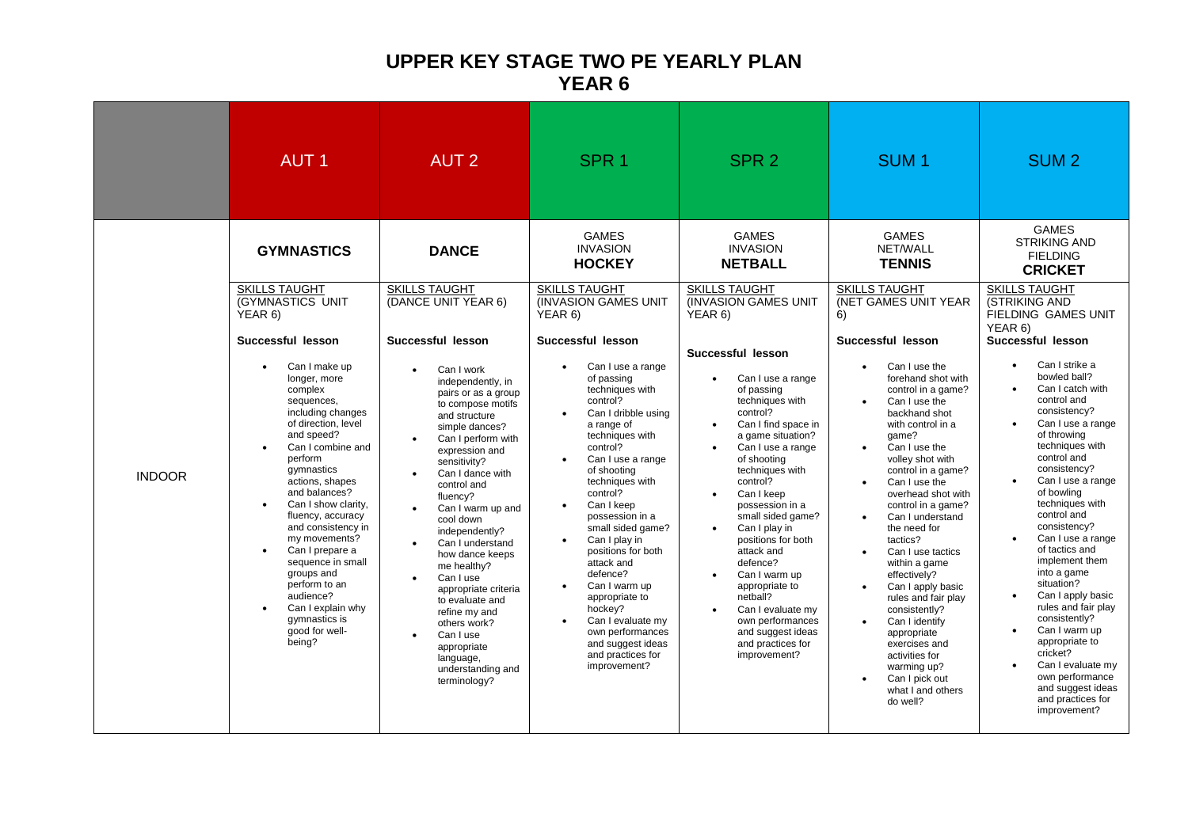# UPPER KEY STAGE TWO PE YEARLY PLAN
# YEAR 6

| | AUT 1 | AUT 2 | SPR 1 | SPR 2 | SUM 1 | SUM 2 |
|---|---|---|---|---|---|---|
| | **GYMNASTICS** | **DANCE** | GAMES<br>INVASION<br>**HOCKEY** | GAMES<br>INVASION<br>**NETBALL** | GAMES<br>NET/WALL<br>**TENNIS** | GAMES<br>STRIKING AND FIELDING<br>**CRICKET** |
| INDOOR | SKILLS TAUGHT (GYMNASTICS UNIT YEAR 6)<br><br>**Successful lesson**<br><br>• Can I make up longer, more complex sequences, including changes of direction, level and speed?<br>• Can I combine and perform gymnastics actions, shapes and balances?<br>• Can I show clarity, fluency, accuracy and consistency in my movements?<br>• Can I prepare a sequence in small groups and perform to an audience?<br>• Can I explain why gymnastics is good for well-being? | SKILLS TAUGHT (DANCE UNIT YEAR 6)<br><br>**Successful lesson**<br><br>• Can I work independently, in pairs or as a group to compose motifs and structure simple dances?<br>• Can I perform with expression and sensitivity?<br>• Can I dance with control and fluency?<br>• Can I warm up and cool down independently?<br>• Can I understand how dance keeps me healthy?<br>• Can I use appropriate criteria to evaluate and refine my and others work?<br>• Can I use appropriate language, understanding and terminology? | SKILLS TAUGHT (INVASION GAMES UNIT YEAR 6)<br><br>**Successful lesson**<br><br>• Can I use a range of passing techniques with control?<br>• Can I dribble using a range of techniques with control?<br>• Can I use a range of shooting techniques with control?<br>• Can I keep possession in a small sided game?<br>• Can I play in positions for both attack and defence?<br>• Can I warm up appropriate to hockey?<br>• Can I evaluate my own performances and suggest ideas and practices for improvement? | SKILLS TAUGHT (INVASION GAMES UNIT YEAR 6)<br><br>**Successful lesson**<br><br>• Can I use a range of passing techniques with control?<br>• Can I find space in a game situation?<br>• Can I use a range of shooting techniques with control?<br>• Can I keep possession in a small sided game?<br>• Can I play in positions for both attack and defence?<br>• Can I warm up appropriate to netball?<br>• Can I evaluate my own performances and suggest ideas and practices for improvement? | SKILLS TAUGHT (NET GAMES UNIT YEAR 6)<br><br>**Successful lesson**<br><br>• Can I use the forehand shot with control in a game?<br>• Can I use the backhand shot with control in a game?<br>• Can I use the volley shot with control in a game?<br>• Can I use the overhead shot with control in a game?<br>• Can I understand the need for tactics?<br>• Can I use tactics within a game effectively?<br>• Can I apply basic rules and fair play consistently?<br>• Can I identify appropriate exercises and activities for warming up?<br>• Can I pick out what I and others do well? | SKILLS TAUGHT (STRIKING AND FIELDING GAMES UNIT YEAR 6)<br>**Successful lesson**<br><br>• Can I strike a bowled ball?<br>• Can I catch with control and consistency?<br>• Can I use a range of throwing techniques with control and consistency?<br>• Can I use a range of bowling techniques with control and consistency?<br>• Can I use a range of tactics and implement them into a game situation?<br>• Can I apply basic rules and fair play consistently?<br>• Can I warm up appropriate to cricket?<br>• Can I evaluate my own performance and suggest ideas and practices for improvement? |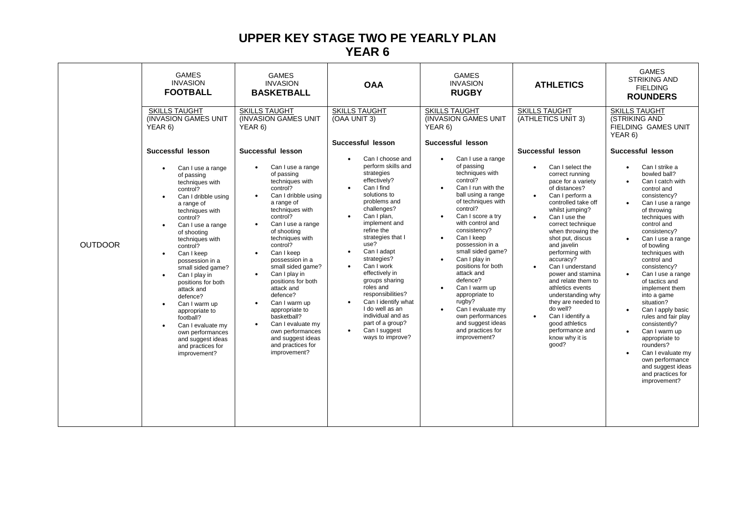# UPPER KEY STAGE TWO PE YEARLY PLAN
# YEAR 6

| | GAMES INVASION **FOOTBALL** | GAMES INVASION **BASKETBALL** | **OAA** | GAMES INVASION **RUGBY** | **ATHLETICS** | GAMES STRIKING AND FIELDING **ROUNDERS** |
|---|---|---|---|---|---|---|
| OUTDOOR | SKILLS TAUGHT (INVASION GAMES UNIT YEAR 6)<br><br>**Successful lesson**<br>• Can I use a range of passing techniques with control?<br>• Can I dribble using a range of techniques with control?<br>• Can I use a range of shooting techniques with control?<br>• Can I keep possession in a small sided game?<br>• Can I play in positions for both attack and defence?<br>• Can I warm up appropriate to football?<br>• Can I evaluate my own performances and suggest ideas and practices for improvement? | SKILLS TAUGHT (INVASION GAMES UNIT YEAR 6)<br><br>**Successful lesson**<br>• Can I use a range of passing techniques with control?<br>• Can I dribble using a range of techniques with control?<br>• Can I use a range of shooting techniques with control?<br>• Can I keep possession in a small sided game?<br>• Can I play in positions for both attack and defence?<br>• Can I warm up appropriate to basketball?<br>• Can I evaluate my own performances and suggest ideas and practices for improvement? | SKILLS TAUGHT (OAA UNIT 3)<br><br>**Successful lesson**<br>• Can I choose and perform skills and strategies effectively?<br>• Can I find solutions to problems and challenges?<br>• Can I plan, implement and refine the strategies that I use?<br>• Can I adapt strategies?<br>• Can I work effectively in groups sharing roles and responsibilities?<br>• Can I identify what I do well as an individual and as part of a group?<br>• Can I suggest ways to improve? | SKILLS TAUGHT (INVASION GAMES UNIT YEAR 6)<br><br>**Successful lesson**<br>• Can I use a range of passing techniques with control?<br>• Can I run with the ball using a range of techniques with control?<br>• Can I score a try with control and consistency?<br>• Can I keep possession in a small sided game?<br>• Can I play in positions for both attack and defence?<br>• Can I warm up appropriate to rugby?<br>• Can I evaluate my own performances and suggest ideas and practices for improvement? | SKILLS TAUGHT (ATHLETICS UNIT 3)<br><br>**Successful lesson**<br>• Can I select the correct running pace for a variety of distances?<br>• Can I perform a controlled take off whilst jumping?<br>• Can I use the correct technique when throwing the shot put, discus and javelin performing with accuracy?<br>• Can I understand power and stamina and relate them to athletics events understanding why they are needed to do well?<br>• Can I identify a good athletics performance and know why it is good? | SKILLS TAUGHT (STRIKING AND FIELDING GAMES UNIT YEAR 6)<br><br>**Successful lesson**<br>• Can I strike a bowled ball?<br>• Can I catch with control and consistency?<br>• Can I use a range of throwing techniques with control and consistency?<br>• Can I use a range of bowling techniques with control and consistency?<br>• Can I use a range of tactics and implement them into a game situation?<br>• Can I apply basic rules and fair play consistently?<br>• Can I warm up appropriate to rounders?<br>• Can I evaluate my own performance and suggest ideas and practices for improvement? |